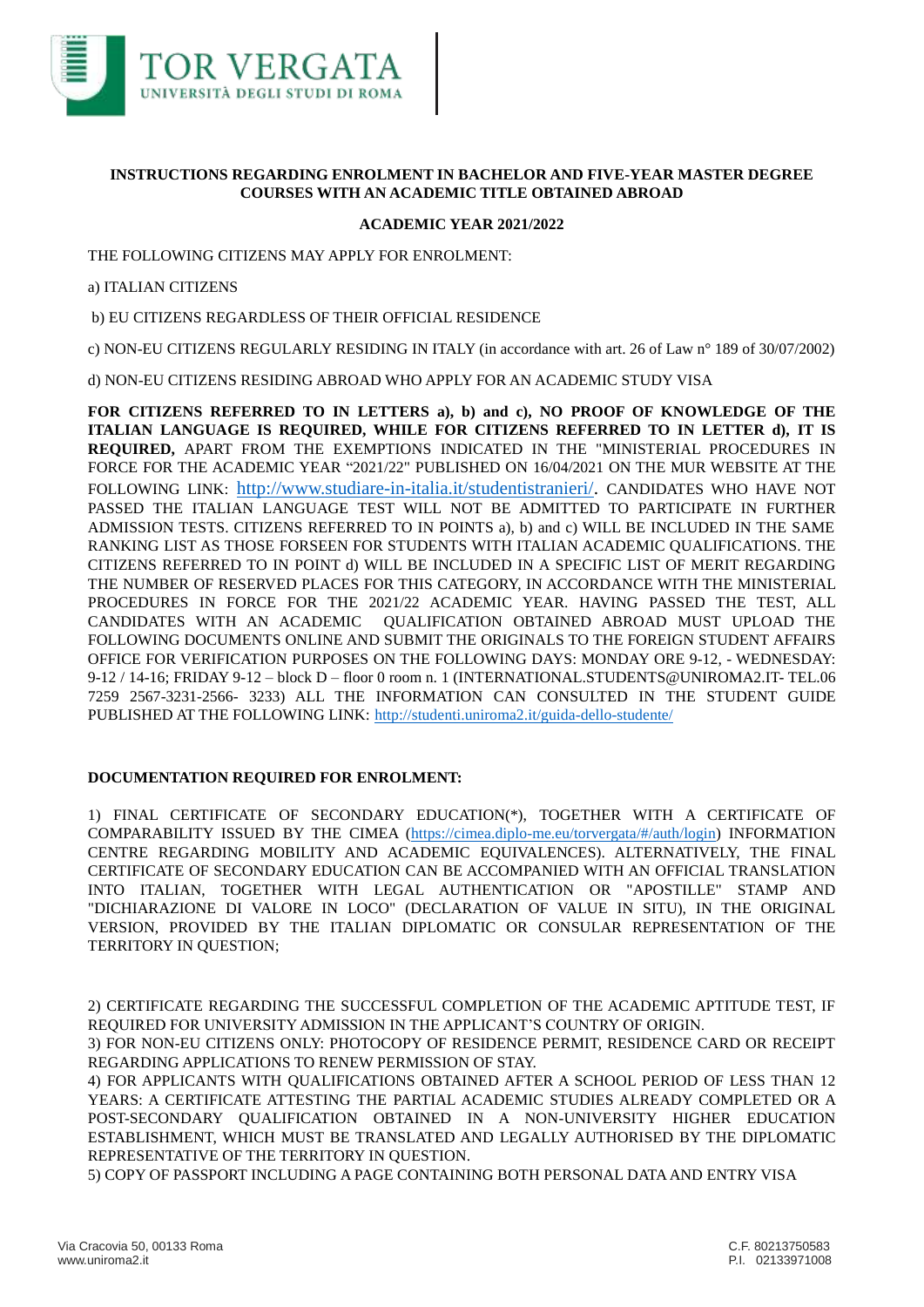**INSTRUCTIONS REGARDING ENROLMENT IN BACHELOR AND FIVE-YEAR MASTER DEGREE COURSES WITH AN ACADEMIC TITLE OBTAINED ABROAD**

**ACADEMIC YEAR 2021/2022**

THE FOLLOWING CITIZENS MAY APPLY FOR ENROLMENT:

a) ITALIAN CITIZENS

b) EU CITIZENS REGARDLESS OF THEIR OFFICIAL RESIDENCE

c) NON-EU CITIZENS REGULARLY RESIDING IN ITALY (in accordance with art. 26 of Law n° 189 of 30/07/2002)

d) NON-EU CITIZENS RESIDING ABROAD WHO APPLY FOR AN ACADEMIC STUDY VISA

**FOR CITIZENS REFERRED TO IN LETTERS a), b) and c), NO PROOF OF KNOWLEDGE OF THE ITALIAN LANGUAGE IS REQUIRED, WHILE FOR CITIZENS REFERRED TO IN LETTER d), IT IS REQUIRED,** APART FROM THE EXEMPTIONS INDICATED IN THE "MINISTERIAL PROCEDURES IN FORCE FOR THE ACADEMIC YEAR "2021/22" PUBLISHED ON 16/04/2021 ON THE MUR WEBSITE AT THE FOLLOWING LINK: http://www.studiare-in-italia.it/studentistranieri/. CANDIDATES WHO HAVE NOT PASSED THE ITALIAN LANGUAGE TEST WILL NOT BE ADMITTED TO PARTICIPATE IN FURTHER ADMISSION TESTS. CITIZENS REFERRED TO IN POINTS a), b) and c) WILL BE INCLUDED IN THE SAME RANKING LIST AS THOSE FORSEEN FOR STUDENTS WITH ITALIAN ACADEMIC QUALIFICATIONS. THE CITIZENS REFERRED TO IN POINT d) WILL BE INCLUDED IN A SPECIFIC LIST OF MERIT REGARDING THE NUMBER OF RESERVED PLACES FOR THIS CATEGORY, IN ACCORDANCE WITH THE MINISTERIAL PROCEDURES IN FORCE FOR THE 2021/22 ACADEMIC YEAR. HAVING PASSED THE TEST, ALL CANDIDATES WITH AN ACADEMIC QUALIFICATION OBTAINED ABROAD MUST UPLOAD THE FOLLOWING DOCUMENTS ONLINE AND SUBMIT THE ORIGINALS TO THE FOREIGN STUDENT AFFAIRS OFFICE FOR VERIFICATION PURPOSES ON THE FOLLOWING DAYS: MONDAY ORE 9-12, - WEDNESDAY: 9-12 / 14-16; FRIDAY 9-12 – block D – floor 0 room n. 1 (INTERNATIONAL.STUDENTS@UNIROMA2.IT- TEL.06 7259 2567-3231-2566- 3233) ALL THE INFORMATION CAN CONSULTED IN THE STUDENT GUIDE PUBLISHED AT THE FOLLOWING LINK: http://studenti.uniroma2.it/guida-dello-studente/

**DOCUMENTATION REQUIRED FOR ENROLMENT:**

1) FINAL CERTIFICATE OF SECONDARY EDUCATION(*), TOGETHER WITH A CERTIFICATE OF COMPARABILITY ISSUED BY THE CIMEA (https://cimea.diplo-me.eu/torvergata/#/auth/login) INFORMATION CENTRE REGARDING MOBILITY AND ACADEMIC EQUIVALENCES). ALTERNATIVELY, THE FINAL CERTIFICATE OF SECONDARY EDUCATION CAN BE ACCOMPANIED WITH AN OFFICIAL TRANSLATION INTO ITALIAN, TOGETHER WITH LEGAL AUTHENTICATION OR "APOSTILLE" STAMP AND "DICHIARAZIONE DI VALORE IN LOCO" (DECLARATION OF VALUE IN SITU), IN THE ORIGINAL VERSION, PROVIDED BY THE ITALIAN DIPLOMATIC OR CONSULAR REPRESENTATION OF THE TERRITORY IN QUESTION;

2) CERTIFICATE REGARDING THE SUCCESSFUL COMPLETION OF THE ACADEMIC APTITUDE TEST, IF REQUIRED FOR UNIVERSITY ADMISSION IN THE APPLICANT'S COUNTRY OF ORIGIN.

3) FOR NON-EU CITIZENS ONLY: PHOTOCOPY OF RESIDENCE PERMIT, RESIDENCE CARD OR RECEIPT REGARDING APPLICATIONS TO RENEW PERMISSION OF STAY.

4) FOR APPLICANTS WITH QUALIFICATIONS OBTAINED AFTER A SCHOOL PERIOD OF LESS THAN 12 YEARS: A CERTIFICATE ATTESTING THE PARTIAL ACADEMIC STUDIES ALREADY COMPLETED OR A POST-SECONDARY QUALIFICATION OBTAINED IN A NON-UNIVERSITY HIGHER EDUCATION ESTABLISHMENT, WHICH MUST BE TRANSLATED AND LEGALLY AUTHORISED BY THE DIPLOMATIC REPRESENTATIVE OF THE TERRITORY IN QUESTION.

5) COPY OF PASSPORT INCLUDING A PAGE CONTAINING BOTH PERSONAL DATA AND ENTRY VISA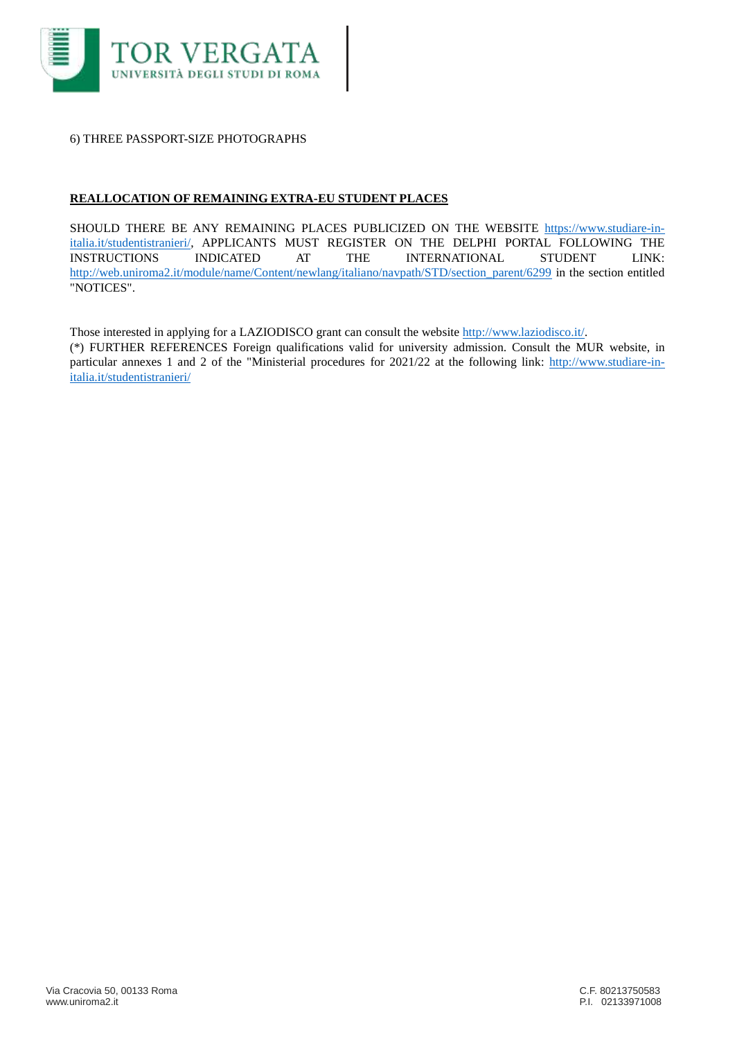6) THREE PASSPORT-SIZE PHOTOGRAPHS

**REALLOCATION OF REMAINING EXTRA-EU STUDENT PLACES**

SHOULD THERE BE ANY REMAINING PLACES PUBLICIZED ON THE WEBSITE https://www.studiare-in-italia.it/studentistranieri/, APPLICANTS MUST REGISTER ON THE DELPHI PORTAL FOLLOWING THE INSTRUCTIONS INDICATED AT THE INTERNATIONAL STUDENT LINK: http://web.uniroma2.it/module/name/Content/newlang/italiano/navpath/STD/section_parent/6299 in the section entitled "NOTICES".

Those interested in applying for a LAZIODISCO grant can consult the website http://www.laziodisco.it/.
(*) FURTHER REFERENCES Foreign qualifications valid for university admission. Consult the MUR website, in particular annexes 1 and 2 of the "Ministerial procedures for 2021/22 at the following link: http://www.studiare-in-italia.it/studentistranieri/